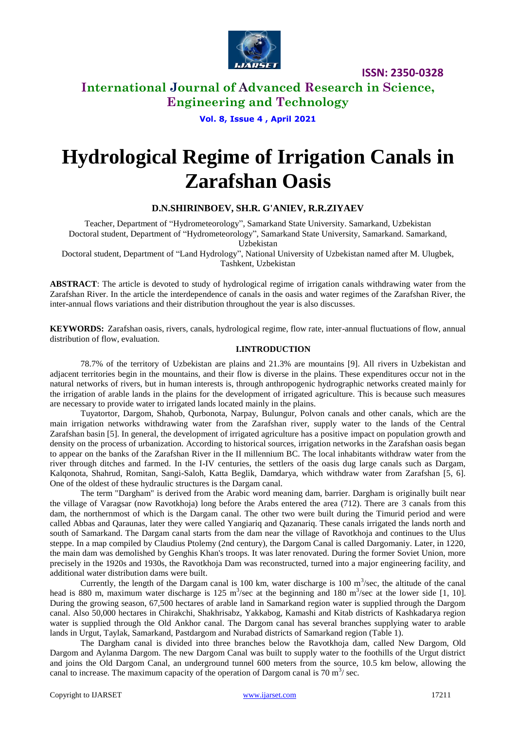# Hydrological Regime of Irrigation Canals in Zarafshan Oasis

**D.N.SHIRINBOEV, SH.R. G'ANIEV, R.R.ZIYAEV**

Teacher, Department of "Hydrometeorology", Samarkand State University. Samarkand, Uzbekistan
Doctoral student, Department of "Hydrometeorology", Samarkand State University, Samarkand. Samarkand, Uzbekistan
Doctoral student, Department of "Land Hydrology", National University of Uzbekistan named after M. Ulugbek, Tashkent, Uzbekistan

**ABSTRACT**: The article is devoted to study of hydrological regime of irrigation canals withdrawing water from the Zarafshan River. In the article the interdependence of canals in the oasis and water regimes of the Zarafshan River, the inter-annual flows variations and their distribution throughout the year is also discusses.

**KEYWORDS:** Zarafshan oasis, rivers, canals, hydrological regime, flow rate, inter-annual fluctuations of flow, annual distribution of flow, evaluation.

## I.INTRODUCTION

78.7% of the territory of Uzbekistan are plains and 21.3% are mountains [9]. All rivers in Uzbekistan and adjacent territories begin in the mountains, and their flow is diverse in the plains. These expenditures occur not in the natural networks of rivers, but in human interests is, through anthropogenic hydrographic networks created mainly for the irrigation of arable lands in the plains for the development of irrigated agriculture. This is because such measures are necessary to provide water to irrigated lands located mainly in the plains.

Tuyatortor, Dargom, Shahob, Qurbonota, Narpay, Bulungur, Polvon canals and other canals, which are the main irrigation networks withdrawing water from the Zarafshan river, supply water to the lands of the Central Zarafshan basin [5]. In general, the development of irrigated agriculture has a positive impact on population growth and density on the process of urbanization. According to historical sources, irrigation networks in the Zarafshan oasis began to appear on the banks of the Zarafshan River in the II millennium BC. The local inhabitants withdraw water from the river through ditches and farmed. In the I-IV centuries, the settlers of the oasis dug large canals such as Dargam, Kalqonota, Shahrud, Romitan, Sangi-Saloh, Katta Beglik, Damdarya, which withdraw water from Zarafshan [5, 6]. One of the oldest of these hydraulic structures is the Dargam canal.

The term "Dargham" is derived from the Arabic word meaning dam, barrier. Dargham is originally built near the village of Varagsar (now Ravotkhoja) long before the Arabs entered the area (712). There are 3 canals from this dam, the northernmost of which is the Dargam canal. The other two were built during the Timurid period and were called Abbas and Qaraunas, later they were called Yangiariq and Qazanariq. These canals irrigated the lands north and south of Samarkand. The Dargam canal starts from the dam near the village of Ravotkhoja and continues to the Ulus steppe. In a map compiled by Claudius Ptolemy (2nd century), the Dargom Canal is called Dargomaniy. Later, in 1220, the main dam was demolished by Genghis Khan's troops. It was later renovated. During the former Soviet Union, more precisely in the 1920s and 1930s, the Ravotkhoja Dam was reconstructed, turned into a major engineering facility, and additional water distribution dams were built.

Currently, the length of the Dargam canal is 100 km, water discharge is 100 $m^3$/sec, the altitude of the canal head is 880 m, maximum water discharge is 125 $m^3$/sec at the beginning and 180 $m^3$/sec at the lower side [1, 10]. During the growing season, 67,500 hectares of arable land in Samarkand region water is supplied through the Dargom canal. Also 50,000 hectares in Chirakchi, Shakhrisabz, Yakkabog, Kamashi and Kitab districts of Kashkadarya region water is supplied through the Old Ankhor canal. The Dargom canal has several branches supplying water to arable lands in Urgut, Taylak, Samarkand, Pastdargom and Nurabad districts of Samarkand region (Table 1).

The Dargham canal is divided into three branches below the Ravotkhoja dam, called New Dargom, Old Dargom and Aylanma Dargom. The new Dargom Canal was built to supply water to the foothills of the Urgut district and joins the Old Dargom Canal, an underground tunnel 600 meters from the source, 10.5 km below, allowing the canal to increase. The maximum capacity of the operation of Dargom canal is 70 $m^3$/ sec.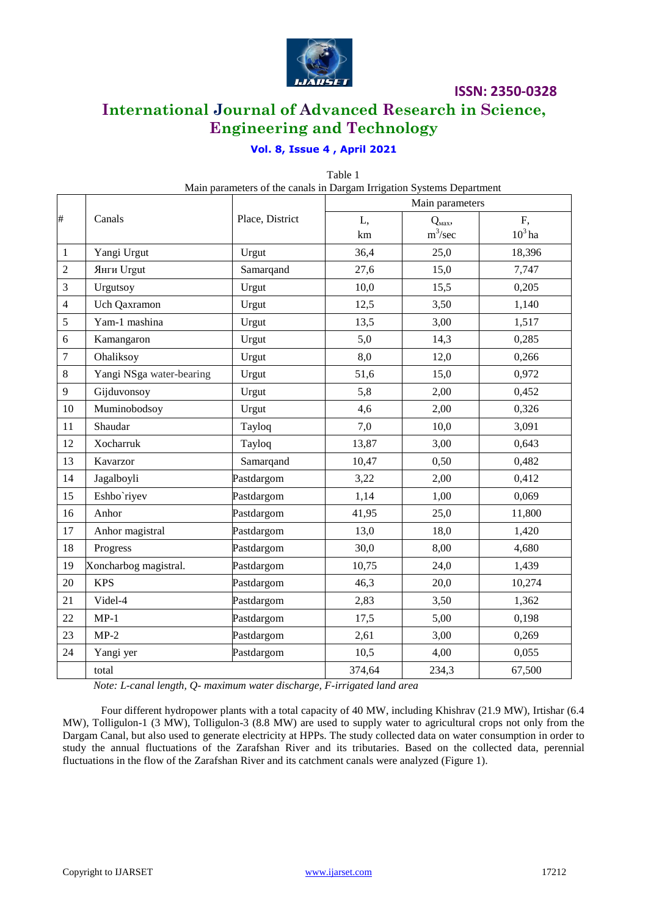Table 1

Main parameters of the canals in Dargam Irrigation Systems Department

| # | Canals | Place, District | Main parameters | | |
|---|---|---|---|---|---|
| | | | L, km | $Q_{max}$, $m^3/sec$ | F, $10^3$ ha |
| 1 | Yangi Urgut | Urgut | 36,4 | 25,0 | 18,396 |
| 2 | Янги Urgut | Samarqand | 27,6 | 15,0 | 7,747 |
| 3 | Urgutsoy | Urgut | 10,0 | 15,5 | 0,205 |
| 4 | Uch Qaxramon | Urgut | 12,5 | 3,50 | 1,140 |
| 5 | Yam-1 mashina | Urgut | 13,5 | 3,00 | 1,517 |
| 6 | Kamangaron | Urgut | 5,0 | 14,3 | 0,285 |
| 7 | Ohaliksoy | Urgut | 8,0 | 12,0 | 0,266 |
| 8 | Yangi NSga water-bearing | Urgut | 51,6 | 15,0 | 0,972 |
| 9 | Gijduvonsoy | Urgut | 5,8 | 2,00 | 0,452 |
| 10 | Muminobodsoy | Urgut | 4,6 | 2,00 | 0,326 |
| 11 | Shaudar | Tayloq | 7,0 | 10,0 | 3,091 |
| 12 | Xocharruk | Tayloq | 13,87 | 3,00 | 0,643 |
| 13 | Kavarzor | Samarqand | 10,47 | 0,50 | 0,482 |
| 14 | Jagalboyli | Pastdargom | 3,22 | 2,00 | 0,412 |
| 15 | Eshbo`riyev | Pastdargom | 1,14 | 1,00 | 0,069 |
| 16 | Anhor | Pastdargom | 41,95 | 25,0 | 11,800 |
| 17 | Anhor magistral | Pastdargom | 13,0 | 18,0 | 1,420 |
| 18 | Progress | Pastdargom | 30,0 | 8,00 | 4,680 |
| 19 | Xoncharbog magistral. | Pastdargom | 10,75 | 24,0 | 1,439 |
| 20 | KPS | Pastdargom | 46,3 | 20,0 | 10,274 |
| 21 | Videl-4 | Pastdargom | 2,83 | 3,50 | 1,362 |
| 22 | MP-1 | Pastdargom | 17,5 | 5,00 | 0,198 |
| 23 | MP-2 | Pastdargom | 2,61 | 3,00 | 0,269 |
| 24 | Yangi yer | Pastdargom | 10,5 | 4,00 | 0,055 |
| | total | | 374,64 | 234,3 | 67,500 |

*Note: L-canal length, Q- maximum water discharge, F-irrigated land area*

Four different hydropower plants with a total capacity of 40 MW, including Khishrav (21.9 MW), Irtishar (6.4 MW), Tolligulon-1 (3 MW), Tolligulon-3 (8.8 MW) are used to supply water to agricultural crops not only from the Dargam Canal, but also used to generate electricity at HPPs. The study collected data on water consumption in order to study the annual fluctuations of the Zarafshan River and its tributaries. Based on the collected data, perennial fluctuations in the flow of the Zarafshan River and its catchment canals were analyzed (Figure 1).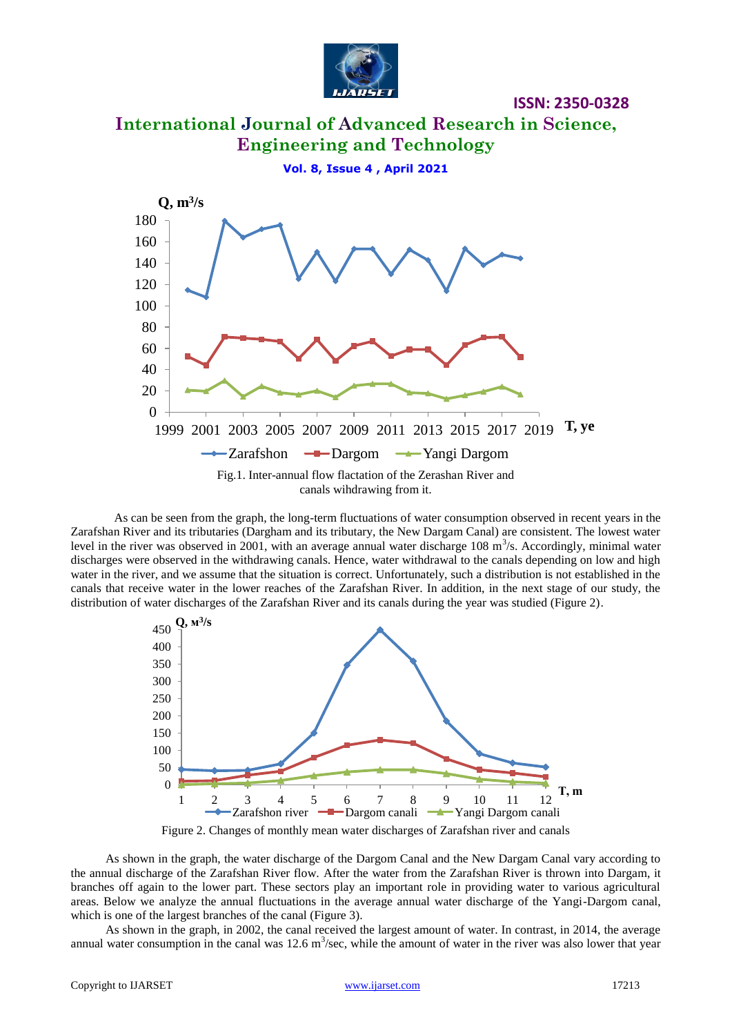Fig.1. Inter-annual flow flactation of the Zerashan River and canals wihdrawing from it.

As can be seen from the graph, the long-term fluctuations of water consumption observed in recent years in the Zarafshan River and its tributaries (Dargham and its tributary, the New Dargam Canal) are consistent. The lowest water level in the river was observed in 2001, with an average annual water discharge 108 $m^3/s$. Accordingly, minimal water discharges were observed in the withdrawing canals. Hence, water withdrawal to the canals depending on low and high water in the river, and we assume that the situation is correct. Unfortunately, such a distribution is not established in the canals that receive water in the lower reaches of the Zarafshan River. In addition, in the next stage of our study, the distribution of water discharges of the Zarafshan River and its canals during the year was studied (Figure 2).

Figure 2. Changes of monthly mean water discharges of Zarafshan river and canals

As shown in the graph, the water discharge of the Dargom Canal and the New Dargam Canal vary according to the annual discharge of the Zarafshan River flow. After the water from the Zarafshan River is thrown into Dargam, it branches off again to the lower part. These sectors play an important role in providing water to various agricultural areas. Below we analyze the annual fluctuations in the average annual water discharge of the Yangi-Dargom canal, which is one of the largest branches of the canal (Figure 3).

As shown in the graph, in 2002, the canal received the largest amount of water. In contrast, in 2014, the average annual water consumption in the canal was 12.6 $m^3/sec$, while the amount of water in the river was also lower that year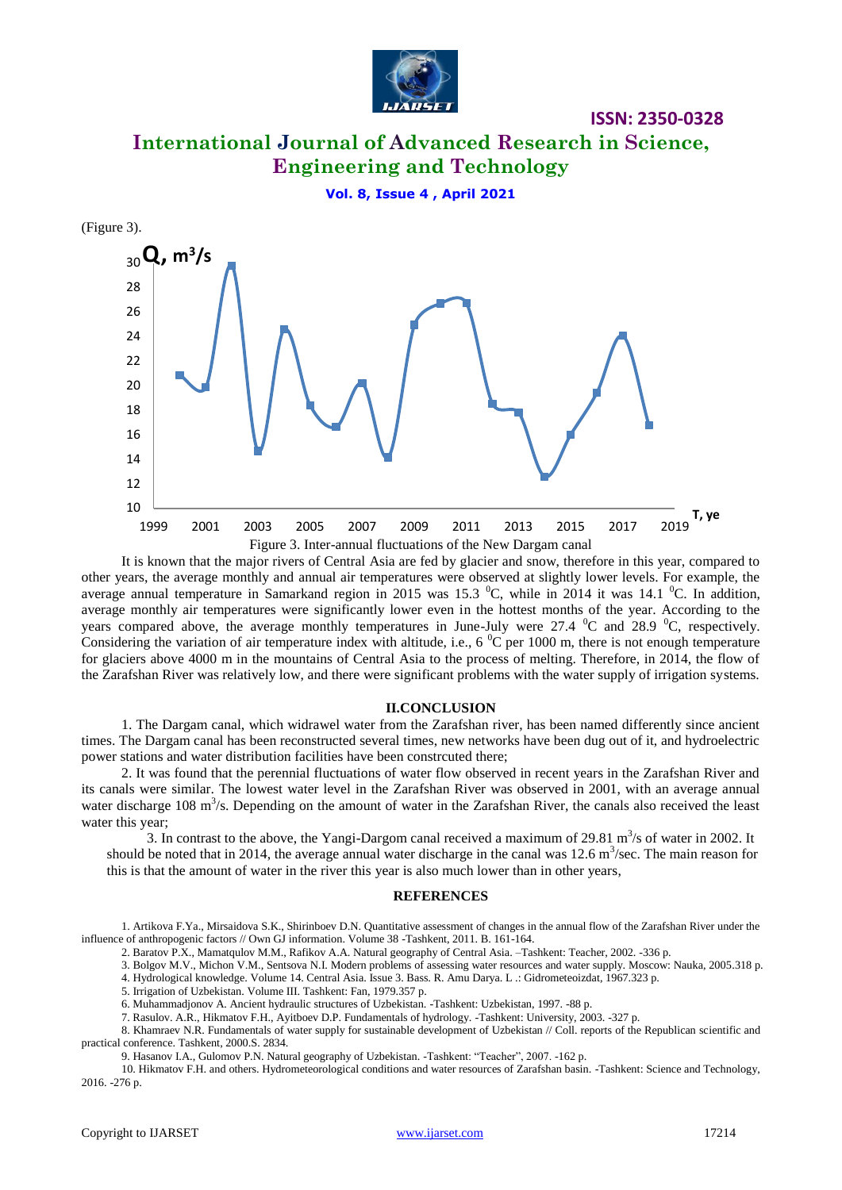(Figure 3).

Q, m³/s

30
28
26
24
22
20
18
16
14
12
10

1999 2001 2003 2005 2007 2009 2011 2013 2015 2017 2019

T, ye

Figure 3. Inter-annual fluctuations of the New Dargam canal

It is known that the major rivers of Central Asia are fed by glacier and snow, therefore in this year, compared to other years, the average monthly and annual air temperatures were observed at slightly lower levels. For example, the average annual temperature in Samarkand region in 2015 was 15.3 $^0$C, while in 2014 it was 14.1 $^0$C. In addition, average monthly air temperatures were significantly lower even in the hottest months of the year. According to the years compared above, the average monthly temperatures in June-July were 27.4 $^0$C and 28.9 $^0$C, respectively. Considering the variation of air temperature index with altitude, i.e., 6 $^0$C per 1000 m, there is not enough temperature for glaciers above 4000 m in the mountains of Central Asia to the process of melting. Therefore, in 2014, the flow of the Zarafshan River was relatively low, and there were significant problems with the water supply of irrigation systems.

## II.CONCLUSION

1. The Dargam canal, which widrawel water from the Zarafshan river, has been named differently since ancient times. The Dargam canal has been reconstructed several times, new networks have been dug out of it, and hydroelectric power stations and water distribution facilities have been constrcuted there;

2. It was found that the perennial fluctuations of water flow observed in recent years in the Zarafshan River and its canals were similar. The lowest water level in the Zarafshan River was observed in 2001, with an average annual water discharge 108 $m^3$/s. Depending on the amount of water in the Zarafshan River, the canals also received the least water this year;

3. In contrast to the above, the Yangi-Dargom canal received a maximum of 29.81 $m^3$/s of water in 2002. It should be noted that in 2014, the average annual water discharge in the canal was 12.6 $m^3$/sec. The main reason for this is that the amount of water in the river this year is also much lower than in other years,

## REFERENCES

1. Artikova F.Ya., Mirsaidova S.K., Shirinboev D.N. Quantitative assessment of changes in the annual flow of the Zarafshan River under the influence of anthropogenic factors // Own GJ information. Volume 38 -Tashkent, 2011. B. 161-164.
2. Baratov P.X., Mamatqulov M.M., Rafikov A.A. Natural geography of Central Asia. –Tashkent: Teacher, 2002. -336 p.
3. Bolgov M.V., Michon V.M., Sentsova N.I. Modern problems of assessing water resources and water supply. Moscow: Nauka, 2005.318 p.
4. Hydrological knowledge. Volume 14. Central Asia. Issue 3. Bass. R. Amu Darya. L .: Gidrometeoizdat, 1967.323 p.
5. Irrigation of Uzbekistan. Volume III. Tashkent: Fan, 1979.357 p.
6. Muhammadjonov A. Ancient hydraulic structures of Uzbekistan. -Tashkent: Uzbekistan, 1997. -88 p.
7. Rasulov. A.R., Hikmatov F.H., Ayitboev D.P. Fundamentals of hydrology. -Tashkent: University, 2003. -327 p.
8. Khamraev N.R. Fundamentals of water supply for sustainable development of Uzbekistan // Coll. reports of the Republican scientific and practical conference. Tashkent, 2000.S. 2834.
9. Hasanov I.A., Gulomov P.N. Natural geography of Uzbekistan. -Tashkent: "Teacher", 2007. -162 p.
10. Hikmatov F.H. and others. Hydrometeorological conditions and water resources of Zarafshan basin. -Tashkent: Science and Technology, 2016. -276 p.